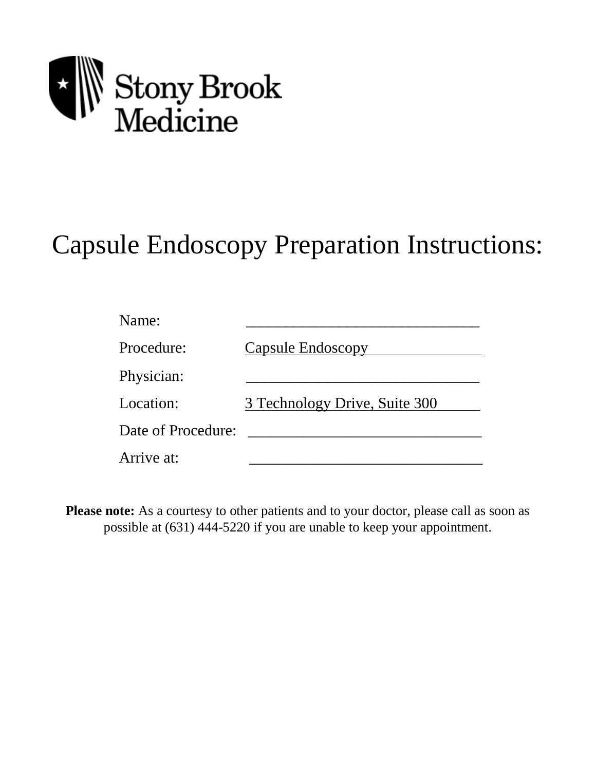Stony Brook Medicine

# Capsule Endoscopy Preparation Instructions:

| | |
|---|---|
| Name: | ______________________________ |
| Procedure: | Capsule Endoscopy |
| Physician: | ______________________________ |
| Location: | 3 Technology Drive, Suite 300 |
| Date of Procedure: | ______________________________ |
| Arrive at: | ______________________________ |

**Please note:** As a courtesy to other patients and to your doctor, please call as soon as possible at (631) 444-5220 if you are unable to keep your appointment.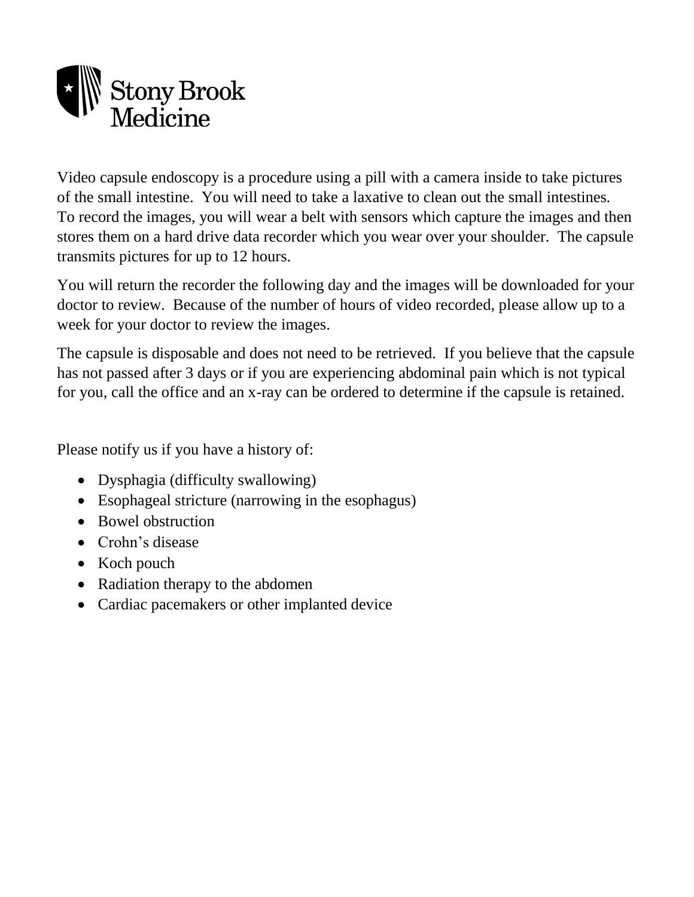Stony Brook Medicine

Video capsule endoscopy is a procedure using a pill with a camera inside to take pictures of the small intestine. You will need to take a laxative to clean out the small intestines. To record the images, you will wear a belt with sensors which capture the images and then stores them on a hard drive data recorder which you wear over your shoulder. The capsule transmits pictures for up to 12 hours.

You will return the recorder the following day and the images will be downloaded for your doctor to review. Because of the number of hours of video recorded, please allow up to a week for your doctor to review the images.

The capsule is disposable and does not need to be retrieved. If you believe that the capsule has not passed after 3 days or if you are experiencing abdominal pain which is not typical for you, call the office and an x-ray can be ordered to determine if the capsule is retained.

Please notify us if you have a history of:

- Dysphagia (difficulty swallowing)
- Esophageal stricture (narrowing in the esophagus)
- Bowel obstruction
- Crohn's disease
- Koch pouch
- Radiation therapy to the abdomen
- Cardiac pacemakers or other implanted device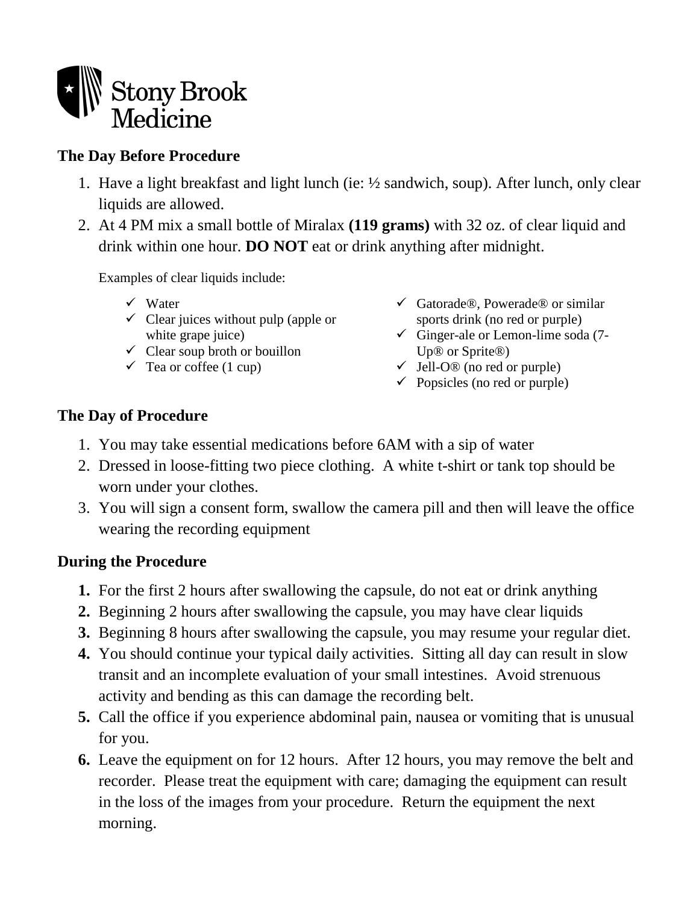Stony Brook Medicine

## The Day Before Procedure

1. Have a light breakfast and light lunch (ie: ½ sandwich, soup). After lunch, only clear liquids are allowed.
2. At 4 PM mix a small bottle of Miralax **(119 grams)** with 32 oz. of clear liquid and drink within one hour. **DO NOT** eat or drink anything after midnight.

Examples of clear liquids include:

- ✓ Water
- ✓ Clear juices without pulp (apple or white grape juice)
- ✓ Clear soup broth or bouillon
- ✓ Tea or coffee (1 cup)
- ✓ Gatorade®, Powerade® or similar sports drink (no red or purple)
- ✓ Ginger-ale or Lemon-lime soda (7-Up® or Sprite®)
- ✓ Jell-O® (no red or purple)
- ✓ Popsicles (no red or purple)

## The Day of Procedure

1. You may take essential medications before 6AM with a sip of water
2. Dressed in loose-fitting two piece clothing. A white t-shirt or tank top should be worn under your clothes.
3. You will sign a consent form, swallow the camera pill and then will leave the office wearing the recording equipment

## During the Procedure

1. For the first 2 hours after swallowing the capsule, do not eat or drink anything
2. Beginning 2 hours after swallowing the capsule, you may have clear liquids
3. Beginning 8 hours after swallowing the capsule, you may resume your regular diet.
4. You should continue your typical daily activities. Sitting all day can result in slow transit and an incomplete evaluation of your small intestines. Avoid strenuous activity and bending as this can damage the recording belt.
5. Call the office if you experience abdominal pain, nausea or vomiting that is unusual for you.
6. Leave the equipment on for 12 hours. After 12 hours, you may remove the belt and recorder. Please treat the equipment with care; damaging the equipment can result in the loss of the images from your procedure. Return the equipment the next morning.